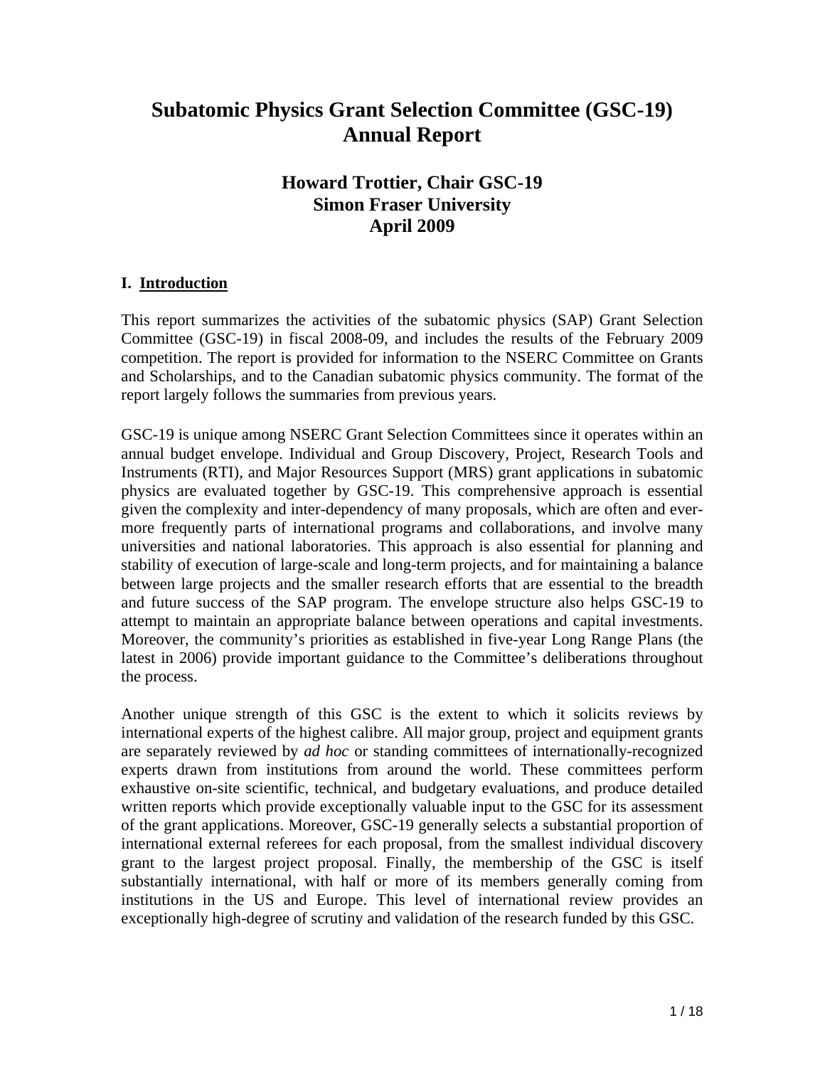# Subatomic Physics Grant Selection Committee (GSC-19) Annual Report

## Howard Trottier, Chair GSC-19
## Simon Fraser University
## April 2009

### I. Introduction

This report summarizes the activities of the subatomic physics (SAP) Grant Selection Committee (GSC-19) in fiscal 2008-09, and includes the results of the February 2009 competition. The report is provided for information to the NSERC Committee on Grants and Scholarships, and to the Canadian subatomic physics community. The format of the report largely follows the summaries from previous years.

GSC-19 is unique among NSERC Grant Selection Committees since it operates within an annual budget envelope. Individual and Group Discovery, Project, Research Tools and Instruments (RTI), and Major Resources Support (MRS) grant applications in subatomic physics are evaluated together by GSC-19. This comprehensive approach is essential given the complexity and inter-dependency of many proposals, which are often and ever-more frequently parts of international programs and collaborations, and involve many universities and national laboratories. This approach is also essential for planning and stability of execution of large-scale and long-term projects, and for maintaining a balance between large projects and the smaller research efforts that are essential to the breadth and future success of the SAP program. The envelope structure also helps GSC-19 to attempt to maintain an appropriate balance between operations and capital investments. Moreover, the community's priorities as established in five-year Long Range Plans (the latest in 2006) provide important guidance to the Committee's deliberations throughout the process.

Another unique strength of this GSC is the extent to which it solicits reviews by international experts of the highest calibre. All major group, project and equipment grants are separately reviewed by *ad hoc* or standing committees of internationally-recognized experts drawn from institutions from around the world. These committees perform exhaustive on-site scientific, technical, and budgetary evaluations, and produce detailed written reports which provide exceptionally valuable input to the GSC for its assessment of the grant applications. Moreover, GSC-19 generally selects a substantial proportion of international external referees for each proposal, from the smallest individual discovery grant to the largest project proposal. Finally, the membership of the GSC is itself substantially international, with half or more of its members generally coming from institutions in the US and Europe. This level of international review provides an exceptionally high-degree of scrutiny and validation of the research funded by this GSC.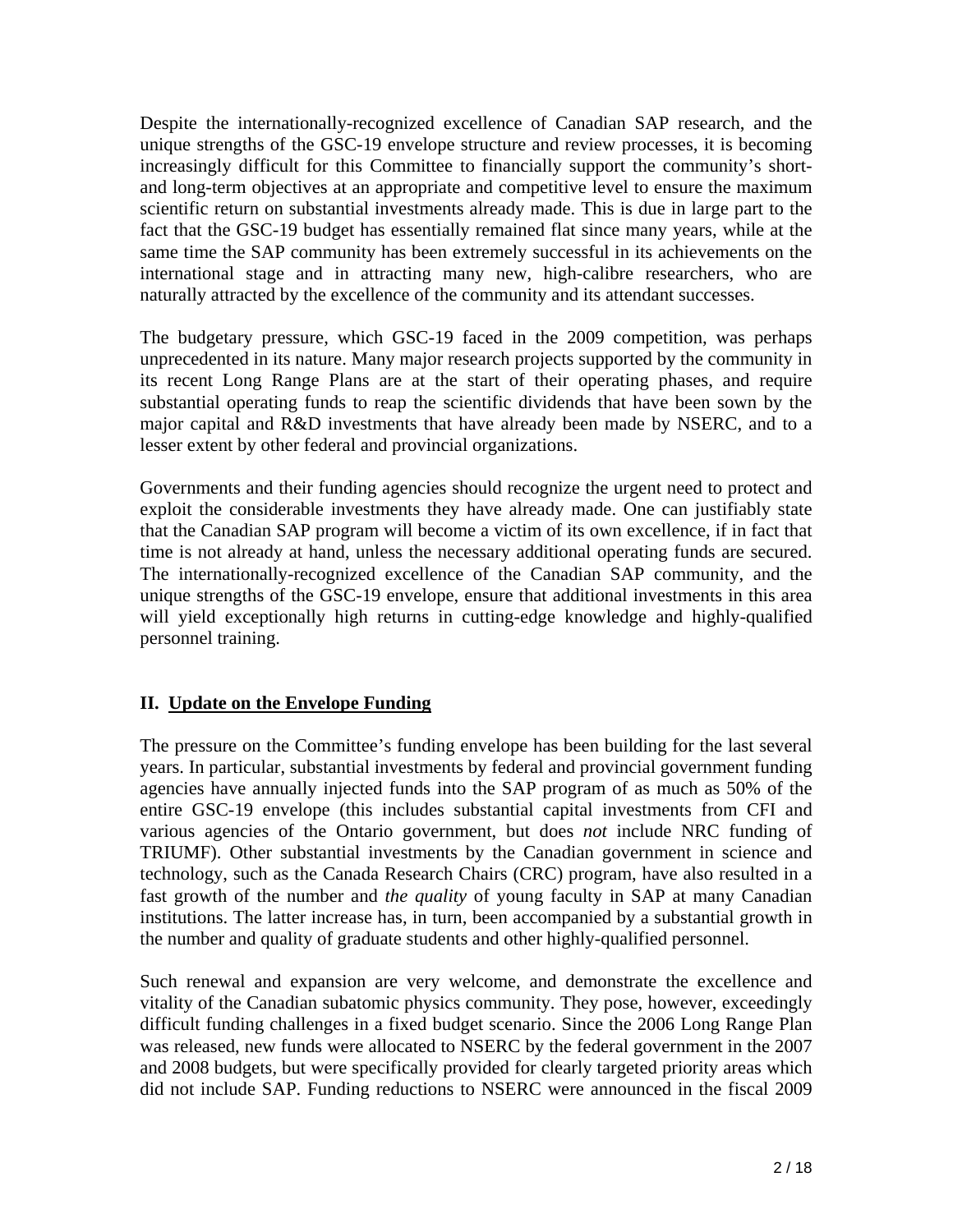Despite the internationally-recognized excellence of Canadian SAP research, and the unique strengths of the GSC-19 envelope structure and review processes, it is becoming increasingly difficult for this Committee to financially support the community's short- and long-term objectives at an appropriate and competitive level to ensure the maximum scientific return on substantial investments already made. This is due in large part to the fact that the GSC-19 budget has essentially remained flat since many years, while at the same time the SAP community has been extremely successful in its achievements on the international stage and in attracting many new, high-calibre researchers, who are naturally attracted by the excellence of the community and its attendant successes.

The budgetary pressure, which GSC-19 faced in the 2009 competition, was perhaps unprecedented in its nature. Many major research projects supported by the community in its recent Long Range Plans are at the start of their operating phases, and require substantial operating funds to reap the scientific dividends that have been sown by the major capital and R&D investments that have already been made by NSERC, and to a lesser extent by other federal and provincial organizations.

Governments and their funding agencies should recognize the urgent need to protect and exploit the considerable investments they have already made. One can justifiably state that the Canadian SAP program will become a victim of its own excellence, if in fact that time is not already at hand, unless the necessary additional operating funds are secured. The internationally-recognized excellence of the Canadian SAP community, and the unique strengths of the GSC-19 envelope, ensure that additional investments in this area will yield exceptionally high returns in cutting-edge knowledge and highly-qualified personnel training.

## II. Update on the Envelope Funding

The pressure on the Committee's funding envelope has been building for the last several years. In particular, substantial investments by federal and provincial government funding agencies have annually injected funds into the SAP program of as much as 50% of the entire GSC-19 envelope (this includes substantial capital investments from CFI and various agencies of the Ontario government, but does *not* include NRC funding of TRIUMF). Other substantial investments by the Canadian government in science and technology, such as the Canada Research Chairs (CRC) program, have also resulted in a fast growth of the number and *the quality* of young faculty in SAP at many Canadian institutions. The latter increase has, in turn, been accompanied by a substantial growth in the number and quality of graduate students and other highly-qualified personnel.

Such renewal and expansion are very welcome, and demonstrate the excellence and vitality of the Canadian subatomic physics community. They pose, however, exceedingly difficult funding challenges in a fixed budget scenario. Since the 2006 Long Range Plan was released, new funds were allocated to NSERC by the federal government in the 2007 and 2008 budgets, but were specifically provided for clearly targeted priority areas which did not include SAP. Funding reductions to NSERC were announced in the fiscal 2009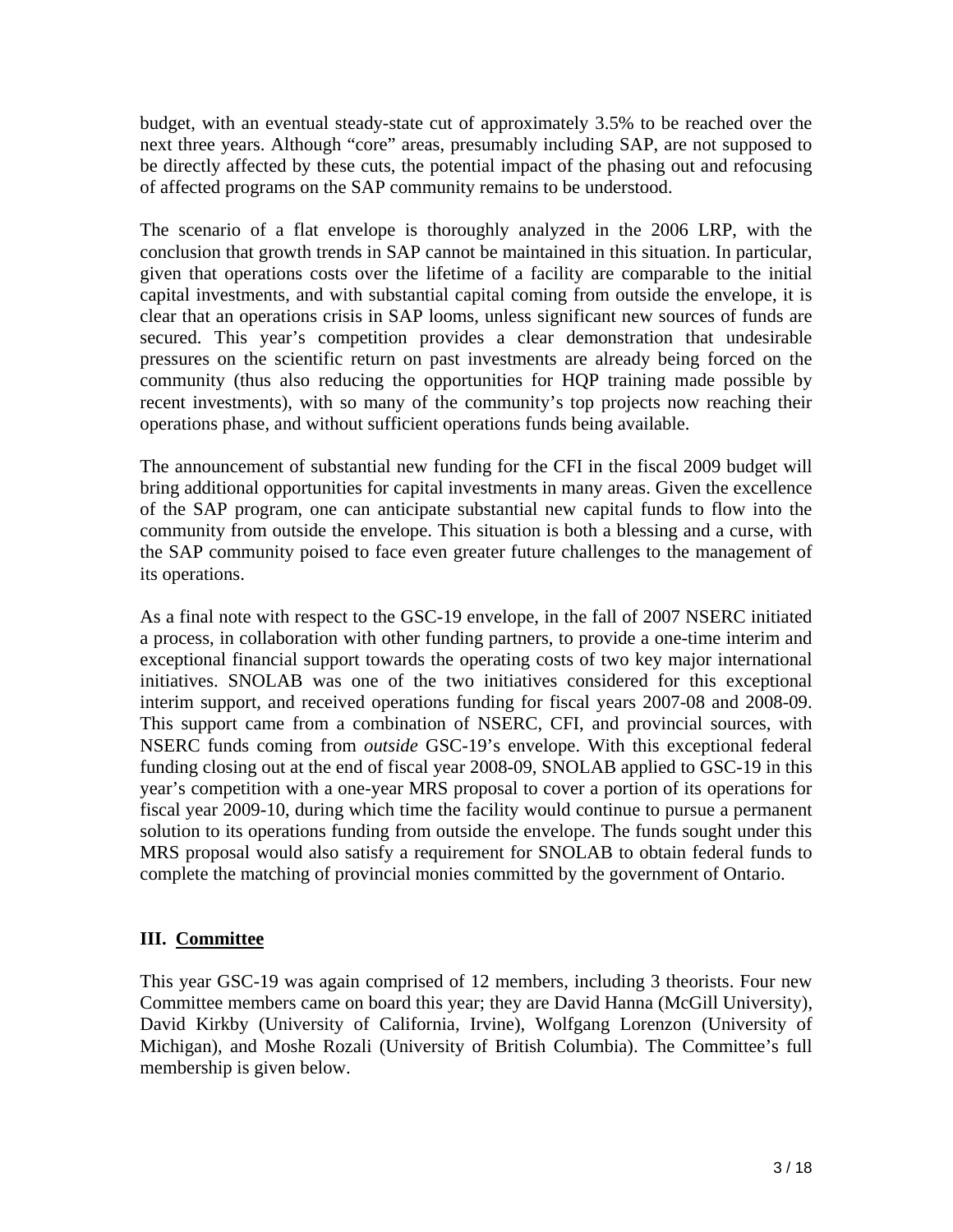budget, with an eventual steady-state cut of approximately 3.5% to be reached over the next three years. Although "core" areas, presumably including SAP, are not supposed to be directly affected by these cuts, the potential impact of the phasing out and refocusing of affected programs on the SAP community remains to be understood.

The scenario of a flat envelope is thoroughly analyzed in the 2006 LRP, with the conclusion that growth trends in SAP cannot be maintained in this situation. In particular, given that operations costs over the lifetime of a facility are comparable to the initial capital investments, and with substantial capital coming from outside the envelope, it is clear that an operations crisis in SAP looms, unless significant new sources of funds are secured. This year's competition provides a clear demonstration that undesirable pressures on the scientific return on past investments are already being forced on the community (thus also reducing the opportunities for HQP training made possible by recent investments), with so many of the community's top projects now reaching their operations phase, and without sufficient operations funds being available.

The announcement of substantial new funding for the CFI in the fiscal 2009 budget will bring additional opportunities for capital investments in many areas. Given the excellence of the SAP program, one can anticipate substantial new capital funds to flow into the community from outside the envelope. This situation is both a blessing and a curse, with the SAP community poised to face even greater future challenges to the management of its operations.

As a final note with respect to the GSC-19 envelope, in the fall of 2007 NSERC initiated a process, in collaboration with other funding partners, to provide a one-time interim and exceptional financial support towards the operating costs of two key major international initiatives. SNOLAB was one of the two initiatives considered for this exceptional interim support, and received operations funding for fiscal years 2007-08 and 2008-09. This support came from a combination of NSERC, CFI, and provincial sources, with NSERC funds coming from *outside* GSC-19's envelope. With this exceptional federal funding closing out at the end of fiscal year 2008-09, SNOLAB applied to GSC-19 in this year's competition with a one-year MRS proposal to cover a portion of its operations for fiscal year 2009-10, during which time the facility would continue to pursue a permanent solution to its operations funding from outside the envelope. The funds sought under this MRS proposal would also satisfy a requirement for SNOLAB to obtain federal funds to complete the matching of provincial monies committed by the government of Ontario.

## III. Committee

This year GSC-19 was again comprised of 12 members, including 3 theorists. Four new Committee members came on board this year; they are David Hanna (McGill University), David Kirkby (University of California, Irvine), Wolfgang Lorenzon (University of Michigan), and Moshe Rozali (University of British Columbia). The Committee's full membership is given below.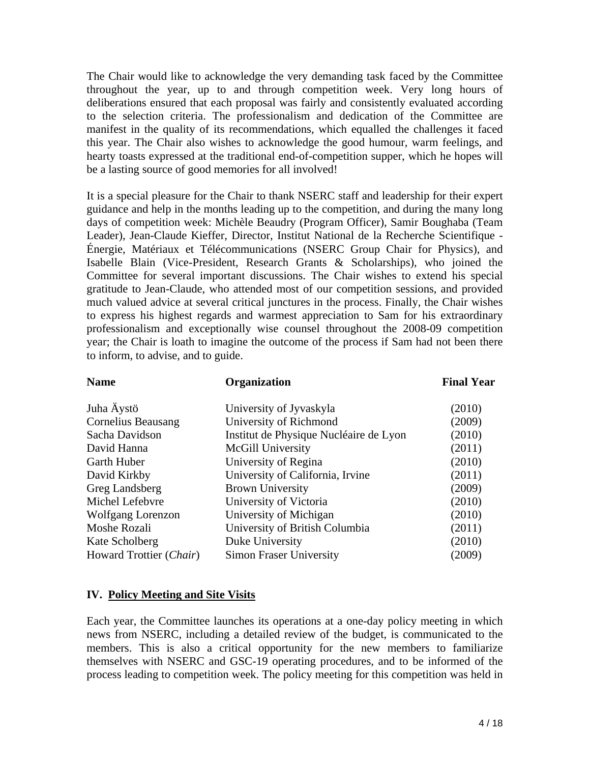The Chair would like to acknowledge the very demanding task faced by the Committee throughout the year, up to and through competition week. Very long hours of deliberations ensured that each proposal was fairly and consistently evaluated according to the selection criteria. The professionalism and dedication of the Committee are manifest in the quality of its recommendations, which equalled the challenges it faced this year. The Chair also wishes to acknowledge the good humour, warm feelings, and hearty toasts expressed at the traditional end-of-competition supper, which he hopes will be a lasting source of good memories for all involved!

It is a special pleasure for the Chair to thank NSERC staff and leadership for their expert guidance and help in the months leading up to the competition, and during the many long days of competition week: Michèle Beaudry (Program Officer), Samir Boughaba (Team Leader), Jean-Claude Kieffer, Director, Institut National de la Recherche Scientifique - Énergie, Matériaux et Télécommunications (NSERC Group Chair for Physics), and Isabelle Blain (Vice-President, Research Grants & Scholarships), who joined the Committee for several important discussions. The Chair wishes to extend his special gratitude to Jean-Claude, who attended most of our competition sessions, and provided much valued advice at several critical junctures in the process. Finally, the Chair wishes to express his highest regards and warmest appreciation to Sam for his extraordinary professionalism and exceptionally wise counsel throughout the 2008-09 competition year; the Chair is loath to imagine the outcome of the process if Sam had not been there to inform, to advise, and to guide.

| Name | Organization | Final Year |
|---|---|---|
| Juha Äystö | University of Jyvaskyla | (2010) |
| Cornelius Beausang | University of Richmond | (2009) |
| Sacha Davidson | Institut de Physique Nucléaire de Lyon | (2010) |
| David Hanna | McGill University | (2011) |
| Garth Huber | University of Regina | (2010) |
| David Kirkby | University of California, Irvine | (2011) |
| Greg Landsberg | Brown University | (2009) |
| Michel Lefebvre | University of Victoria | (2010) |
| Wolfgang Lorenzon | University of Michigan | (2010) |
| Moshe Rozali | University of British Columbia | (2011) |
| Kate Scholberg | Duke University | (2010) |
| Howard Trottier (*Chair*) | Simon Fraser University | (2009) |

## IV. Policy Meeting and Site Visits

Each year, the Committee launches its operations at a one-day policy meeting in which news from NSERC, including a detailed review of the budget, is communicated to the members. This is also a critical opportunity for the new members to familiarize themselves with NSERC and GSC-19 operating procedures, and to be informed of the process leading to competition week. The policy meeting for this competition was held in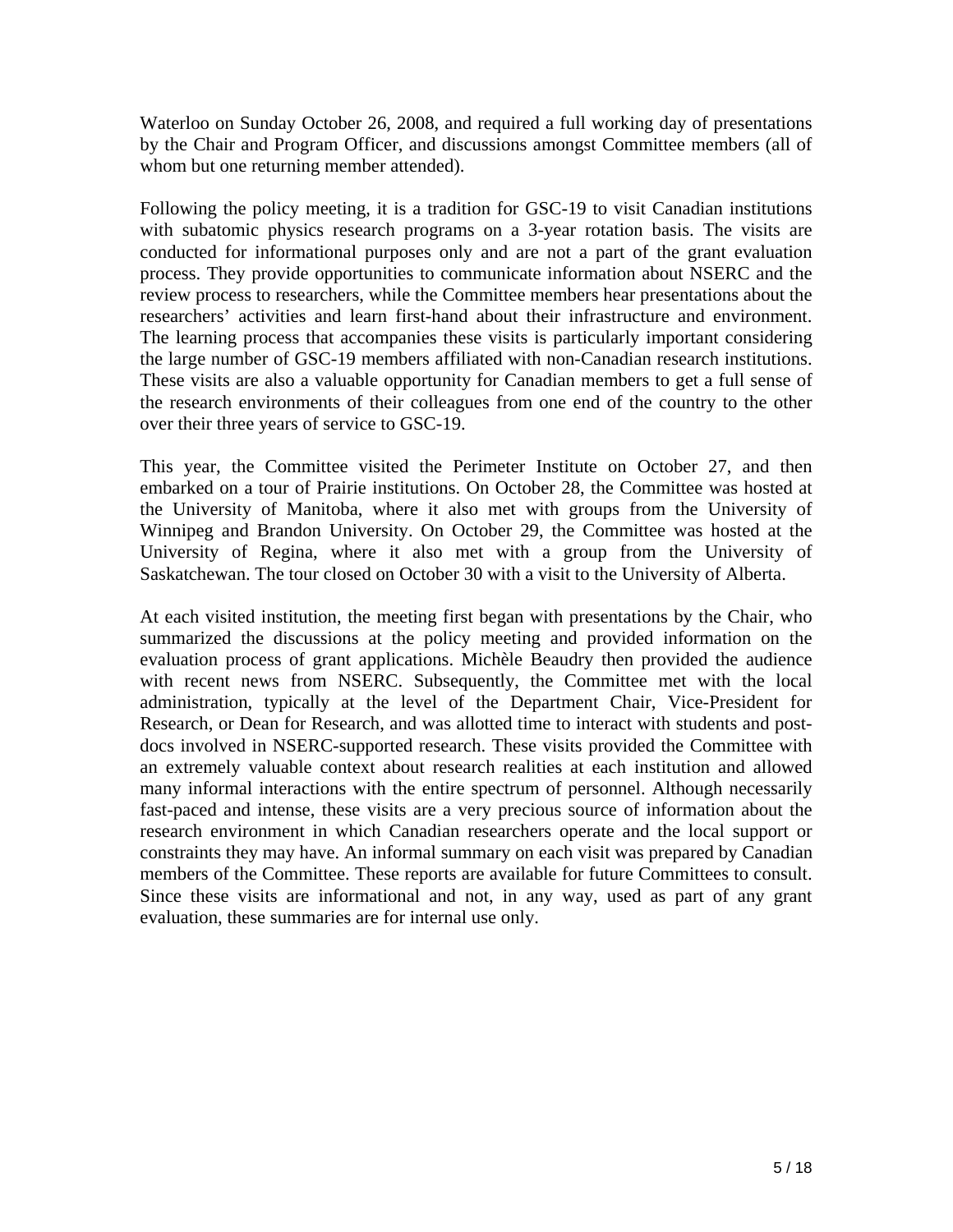Waterloo on Sunday October 26, 2008, and required a full working day of presentations by the Chair and Program Officer, and discussions amongst Committee members (all of whom but one returning member attended).

Following the policy meeting, it is a tradition for GSC-19 to visit Canadian institutions with subatomic physics research programs on a 3-year rotation basis. The visits are conducted for informational purposes only and are not a part of the grant evaluation process. They provide opportunities to communicate information about NSERC and the review process to researchers, while the Committee members hear presentations about the researchers' activities and learn first-hand about their infrastructure and environment. The learning process that accompanies these visits is particularly important considering the large number of GSC-19 members affiliated with non-Canadian research institutions. These visits are also a valuable opportunity for Canadian members to get a full sense of the research environments of their colleagues from one end of the country to the other over their three years of service to GSC-19.

This year, the Committee visited the Perimeter Institute on October 27, and then embarked on a tour of Prairie institutions. On October 28, the Committee was hosted at the University of Manitoba, where it also met with groups from the University of Winnipeg and Brandon University. On October 29, the Committee was hosted at the University of Regina, where it also met with a group from the University of Saskatchewan. The tour closed on October 30 with a visit to the University of Alberta.

At each visited institution, the meeting first began with presentations by the Chair, who summarized the discussions at the policy meeting and provided information on the evaluation process of grant applications. Michèle Beaudry then provided the audience with recent news from NSERC. Subsequently, the Committee met with the local administration, typically at the level of the Department Chair, Vice-President for Research, or Dean for Research, and was allotted time to interact with students and post-docs involved in NSERC-supported research. These visits provided the Committee with an extremely valuable context about research realities at each institution and allowed many informal interactions with the entire spectrum of personnel. Although necessarily fast-paced and intense, these visits are a very precious source of information about the research environment in which Canadian researchers operate and the local support or constraints they may have. An informal summary on each visit was prepared by Canadian members of the Committee. These reports are available for future Committees to consult. Since these visits are informational and not, in any way, used as part of any grant evaluation, these summaries are for internal use only.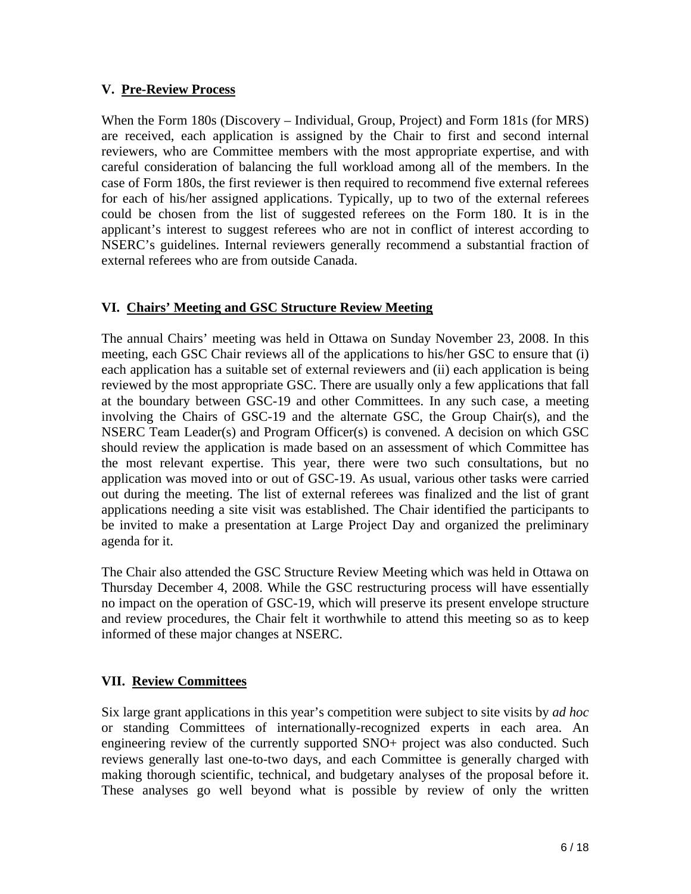## V. Pre-Review Process

When the Form 180s (Discovery – Individual, Group, Project) and Form 181s (for MRS) are received, each application is assigned by the Chair to first and second internal reviewers, who are Committee members with the most appropriate expertise, and with careful consideration of balancing the full workload among all of the members. In the case of Form 180s, the first reviewer is then required to recommend five external referees for each of his/her assigned applications. Typically, up to two of the external referees could be chosen from the list of suggested referees on the Form 180. It is in the applicant's interest to suggest referees who are not in conflict of interest according to NSERC's guidelines. Internal reviewers generally recommend a substantial fraction of external referees who are from outside Canada.

## VI. Chairs' Meeting and GSC Structure Review Meeting

The annual Chairs' meeting was held in Ottawa on Sunday November 23, 2008. In this meeting, each GSC Chair reviews all of the applications to his/her GSC to ensure that (i) each application has a suitable set of external reviewers and (ii) each application is being reviewed by the most appropriate GSC. There are usually only a few applications that fall at the boundary between GSC-19 and other Committees. In any such case, a meeting involving the Chairs of GSC-19 and the alternate GSC, the Group Chair(s), and the NSERC Team Leader(s) and Program Officer(s) is convened. A decision on which GSC should review the application is made based on an assessment of which Committee has the most relevant expertise. This year, there were two such consultations, but no application was moved into or out of GSC-19. As usual, various other tasks were carried out during the meeting. The list of external referees was finalized and the list of grant applications needing a site visit was established. The Chair identified the participants to be invited to make a presentation at Large Project Day and organized the preliminary agenda for it.

The Chair also attended the GSC Structure Review Meeting which was held in Ottawa on Thursday December 4, 2008. While the GSC restructuring process will have essentially no impact on the operation of GSC-19, which will preserve its present envelope structure and review procedures, the Chair felt it worthwhile to attend this meeting so as to keep informed of these major changes at NSERC.

## VII. Review Committees

Six large grant applications in this year's competition were subject to site visits by *ad hoc* or standing Committees of internationally-recognized experts in each area. An engineering review of the currently supported SNO+ project was also conducted. Such reviews generally last one-to-two days, and each Committee is generally charged with making thorough scientific, technical, and budgetary analyses of the proposal before it. These analyses go well beyond what is possible by review of only the written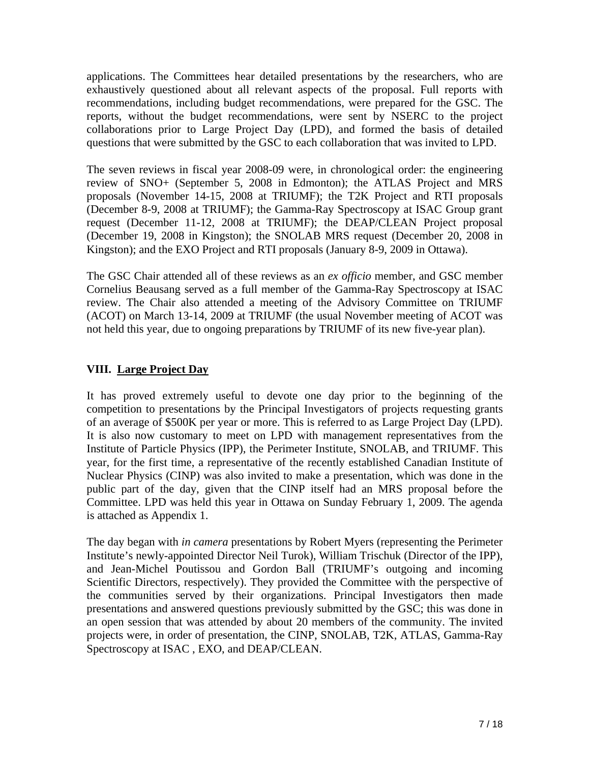applications. The Committees hear detailed presentations by the researchers, who are exhaustively questioned about all relevant aspects of the proposal. Full reports with recommendations, including budget recommendations, were prepared for the GSC. The reports, without the budget recommendations, were sent by NSERC to the project collaborations prior to Large Project Day (LPD), and formed the basis of detailed questions that were submitted by the GSC to each collaboration that was invited to LPD.

The seven reviews in fiscal year 2008-09 were, in chronological order: the engineering review of SNO+ (September 5, 2008 in Edmonton); the ATLAS Project and MRS proposals (November 14-15, 2008 at TRIUMF); the T2K Project and RTI proposals (December 8-9, 2008 at TRIUMF); the Gamma-Ray Spectroscopy at ISAC Group grant request (December 11-12, 2008 at TRIUMF); the DEAP/CLEAN Project proposal (December 19, 2008 in Kingston); the SNOLAB MRS request (December 20, 2008 in Kingston); and the EXO Project and RTI proposals (January 8-9, 2009 in Ottawa).

The GSC Chair attended all of these reviews as an *ex officio* member, and GSC member Cornelius Beausang served as a full member of the Gamma-Ray Spectroscopy at ISAC review. The Chair also attended a meeting of the Advisory Committee on TRIUMF (ACOT) on March 13-14, 2009 at TRIUMF (the usual November meeting of ACOT was not held this year, due to ongoing preparations by TRIUMF of its new five-year plan).

## VIII. Large Project Day

It has proved extremely useful to devote one day prior to the beginning of the competition to presentations by the Principal Investigators of projects requesting grants of an average of $500K per year or more. This is referred to as Large Project Day (LPD). It is also now customary to meet on LPD with management representatives from the Institute of Particle Physics (IPP), the Perimeter Institute, SNOLAB, and TRIUMF. This year, for the first time, a representative of the recently established Canadian Institute of Nuclear Physics (CINP) was also invited to make a presentation, which was done in the public part of the day, given that the CINP itself had an MRS proposal before the Committee. LPD was held this year in Ottawa on Sunday February 1, 2009. The agenda is attached as Appendix 1.

The day began with *in camera* presentations by Robert Myers (representing the Perimeter Institute's newly-appointed Director Neil Turok), William Trischuk (Director of the IPP), and Jean-Michel Poutissou and Gordon Ball (TRIUMF's outgoing and incoming Scientific Directors, respectively). They provided the Committee with the perspective of the communities served by their organizations. Principal Investigators then made presentations and answered questions previously submitted by the GSC; this was done in an open session that was attended by about 20 members of the community. The invited projects were, in order of presentation, the CINP, SNOLAB, T2K, ATLAS, Gamma-Ray Spectroscopy at ISAC , EXO, and DEAP/CLEAN.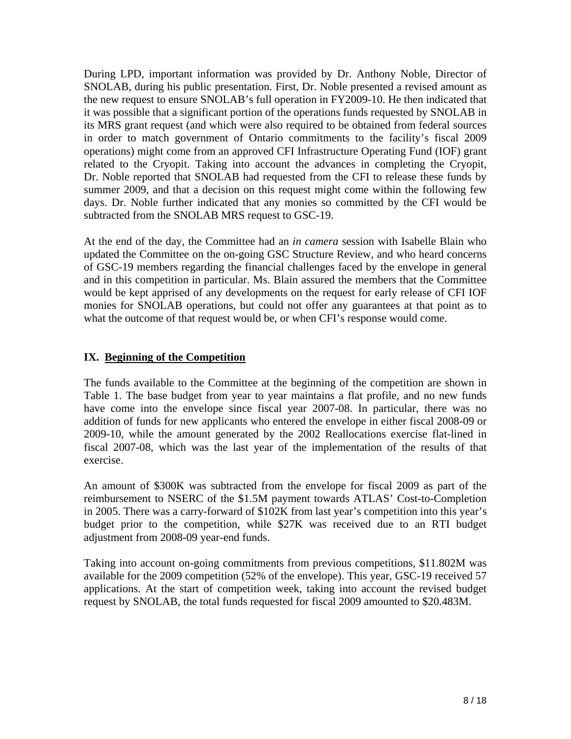During LPD, important information was provided by Dr. Anthony Noble, Director of SNOLAB, during his public presentation. First, Dr. Noble presented a revised amount as the new request to ensure SNOLAB's full operation in FY2009-10. He then indicated that it was possible that a significant portion of the operations funds requested by SNOLAB in its MRS grant request (and which were also required to be obtained from federal sources in order to match government of Ontario commitments to the facility's fiscal 2009 operations) might come from an approved CFI Infrastructure Operating Fund (IOF) grant related to the Cryopit. Taking into account the advances in completing the Cryopit, Dr. Noble reported that SNOLAB had requested from the CFI to release these funds by summer 2009, and that a decision on this request might come within the following few days. Dr. Noble further indicated that any monies so committed by the CFI would be subtracted from the SNOLAB MRS request to GSC-19.

At the end of the day, the Committee had an *in camera* session with Isabelle Blain who updated the Committee on the on-going GSC Structure Review, and who heard concerns of GSC-19 members regarding the financial challenges faced by the envelope in general and in this competition in particular. Ms. Blain assured the members that the Committee would be kept apprised of any developments on the request for early release of CFI IOF monies for SNOLAB operations, but could not offer any guarantees at that point as to what the outcome of that request would be, or when CFI's response would come.

## IX. Beginning of the Competition

The funds available to the Committee at the beginning of the competition are shown in Table 1. The base budget from year to year maintains a flat profile, and no new funds have come into the envelope since fiscal year 2007-08. In particular, there was no addition of funds for new applicants who entered the envelope in either fiscal 2008-09 or 2009-10, while the amount generated by the 2002 Reallocations exercise flat-lined in fiscal 2007-08, which was the last year of the implementation of the results of that exercise.

An amount of $300K was subtracted from the envelope for fiscal 2009 as part of the reimbursement to NSERC of the $1.5M payment towards ATLAS' Cost-to-Completion in 2005. There was a carry-forward of $102K from last year's competition into this year's budget prior to the competition, while $27K was received due to an RTI budget adjustment from 2008-09 year-end funds.

Taking into account on-going commitments from previous competitions, $11.802M was available for the 2009 competition (52% of the envelope). This year, GSC-19 received 57 applications. At the start of competition week, taking into account the revised budget request by SNOLAB, the total funds requested for fiscal 2009 amounted to $20.483M.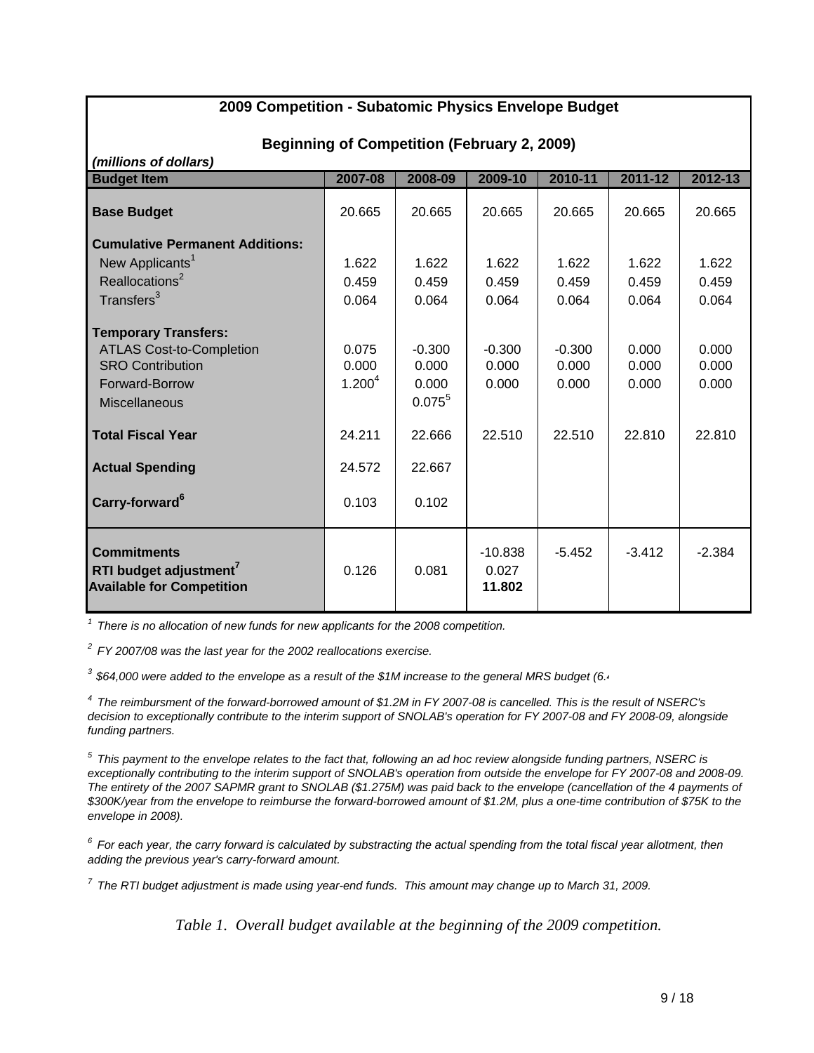| 2009 Competition - Subatomic Physics Envelope Budget | | | | | | |
|---|---|---|---|---|---|---|
| Beginning of Competition (February 2, 2009) | | | | | | |
| *(millions of dollars)* | | | | | | |
| **Budget Item** | **2007-08** | **2008-09** | **2009-10** | **2010-11** | **2011-12** | **2012-13** |
| **Base Budget** | 20.665 | 20.665 | 20.665 | 20.665 | 20.665 | 20.665 |
| **Cumulative Permanent Additions:** | | | | | | |
| New Applicants[1] | 1.622 | 1.622 | 1.622 | 1.622 | 1.622 | 1.622 |
| Reallocations[2] | 0.459 | 0.459 | 0.459 | 0.459 | 0.459 | 0.459 |
| Transfers[3] | 0.064 | 0.064 | 0.064 | 0.064 | 0.064 | 0.064 |
| **Temporary Transfers:** | | | | | | |
| ATLAS Cost-to-Completion | 0.075 | -0.300 | -0.300 | -0.300 | 0.000 | 0.000 |
| SRO Contribution | 0.000 | 0.000 | 0.000 | 0.000 | 0.000 | 0.000 |
| Forward-Borrow | 1.200[4] | 0.000 | 0.000 | 0.000 | 0.000 | 0.000 |
| Miscellaneous | | 0.075[5] | | | | |
| **Total Fiscal Year** | 24.211 | 22.666 | 22.510 | 22.510 | 22.810 | 22.810 |
| **Actual Spending** | 24.572 | 22.667 | | | | |
| **Carry-forward**[6] | 0.103 | 0.102 | | | | |
| **Commitments** | | | -10.838 | -5.452 | -3.412 | -2.384 |
| **RTI budget adjustment**[7] | 0.126 | 0.081 | 0.027 | | | |
| **Available for Competition** | | | **11.802** | | | |

*[1] There is no allocation of new funds for new applicants for the 2008 competition.*

*[2] FY 2007/08 was the last year for the 2002 reallocations exercise.*

*[3] $64,000 were added to the envelope as a result of the $1M increase to the general MRS budget (6.4*

*[4] The reimbursment of the forward-borrowed amount of $1.2M in FY 2007-08 is cancelled. This is the result of NSERC's decision to exceptionally contribute to the interim support of SNOLAB's operation for FY 2007-08 and FY 2008-09, alongside funding partners.*

*[5] This payment to the envelope relates to the fact that, following an ad hoc review alongside funding partners, NSERC is exceptionally contributing to the interim support of SNOLAB's operation from outside the envelope for FY 2007-08 and 2008-09. The entirety of the 2007 SAPMR grant to SNOLAB ($1.275M) was paid back to the envelope (cancellation of the 4 payments of $300K/year from the envelope to reimburse the forward-borrowed amount of $1.2M, plus a one-time contribution of $75K to the envelope in 2008).*

*[6] For each year, the carry forward is calculated by substracting the actual spending from the total fiscal year allotment, then adding the previous year's carry-forward amount.*

*[7] The RTI budget adjustment is made using year-end funds. This amount may change up to March 31, 2009.*

*Table 1. Overall budget available at the beginning of the 2009 competition.*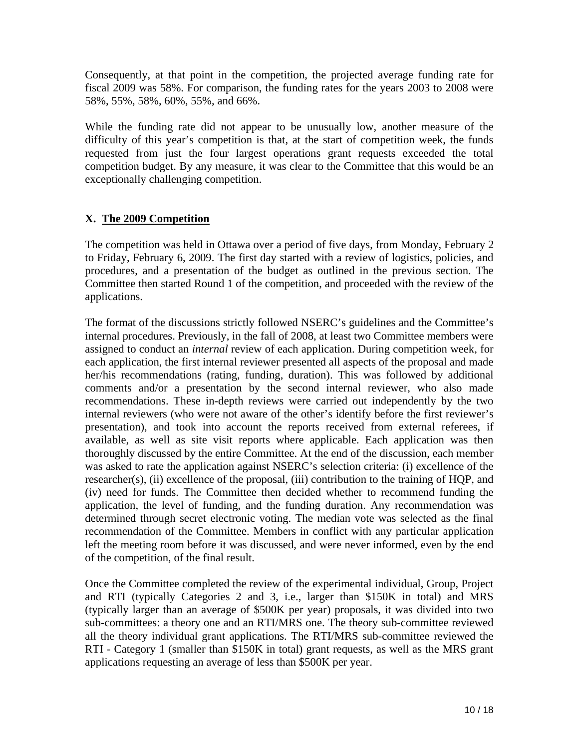Consequently, at that point in the competition, the projected average funding rate for fiscal 2009 was 58%. For comparison, the funding rates for the years 2003 to 2008 were 58%, 55%, 58%, 60%, 55%, and 66%.

While the funding rate did not appear to be unusually low, another measure of the difficulty of this year's competition is that, at the start of competition week, the funds requested from just the four largest operations grant requests exceeded the total competition budget. By any measure, it was clear to the Committee that this would be an exceptionally challenging competition.

## X. <u>The 2009 Competition</u>

The competition was held in Ottawa over a period of five days, from Monday, February 2 to Friday, February 6, 2009. The first day started with a review of logistics, policies, and procedures, and a presentation of the budget as outlined in the previous section. The Committee then started Round 1 of the competition, and proceeded with the review of the applications.

The format of the discussions strictly followed NSERC's guidelines and the Committee's internal procedures. Previously, in the fall of 2008, at least two Committee members were assigned to conduct an *internal* review of each application. During competition week, for each application, the first internal reviewer presented all aspects of the proposal and made her/his recommendations (rating, funding, duration). This was followed by additional comments and/or a presentation by the second internal reviewer, who also made recommendations. These in-depth reviews were carried out independently by the two internal reviewers (who were not aware of the other's identify before the first reviewer's presentation), and took into account the reports received from external referees, if available, as well as site visit reports where applicable. Each application was then thoroughly discussed by the entire Committee. At the end of the discussion, each member was asked to rate the application against NSERC's selection criteria: (i) excellence of the researcher(s), (ii) excellence of the proposal, (iii) contribution to the training of HQP, and (iv) need for funds. The Committee then decided whether to recommend funding the application, the level of funding, and the funding duration. Any recommendation was determined through secret electronic voting. The median vote was selected as the final recommendation of the Committee. Members in conflict with any particular application left the meeting room before it was discussed, and were never informed, even by the end of the competition, of the final result.

Once the Committee completed the review of the experimental individual, Group, Project and RTI (typically Categories 2 and 3, i.e., larger than $150K in total) and MRS (typically larger than an average of $500K per year) proposals, it was divided into two sub-committees: a theory one and an RTI/MRS one. The theory sub-committee reviewed all the theory individual grant applications. The RTI/MRS sub-committee reviewed the RTI - Category 1 (smaller than $150K in total) grant requests, as well as the MRS grant applications requesting an average of less than $500K per year.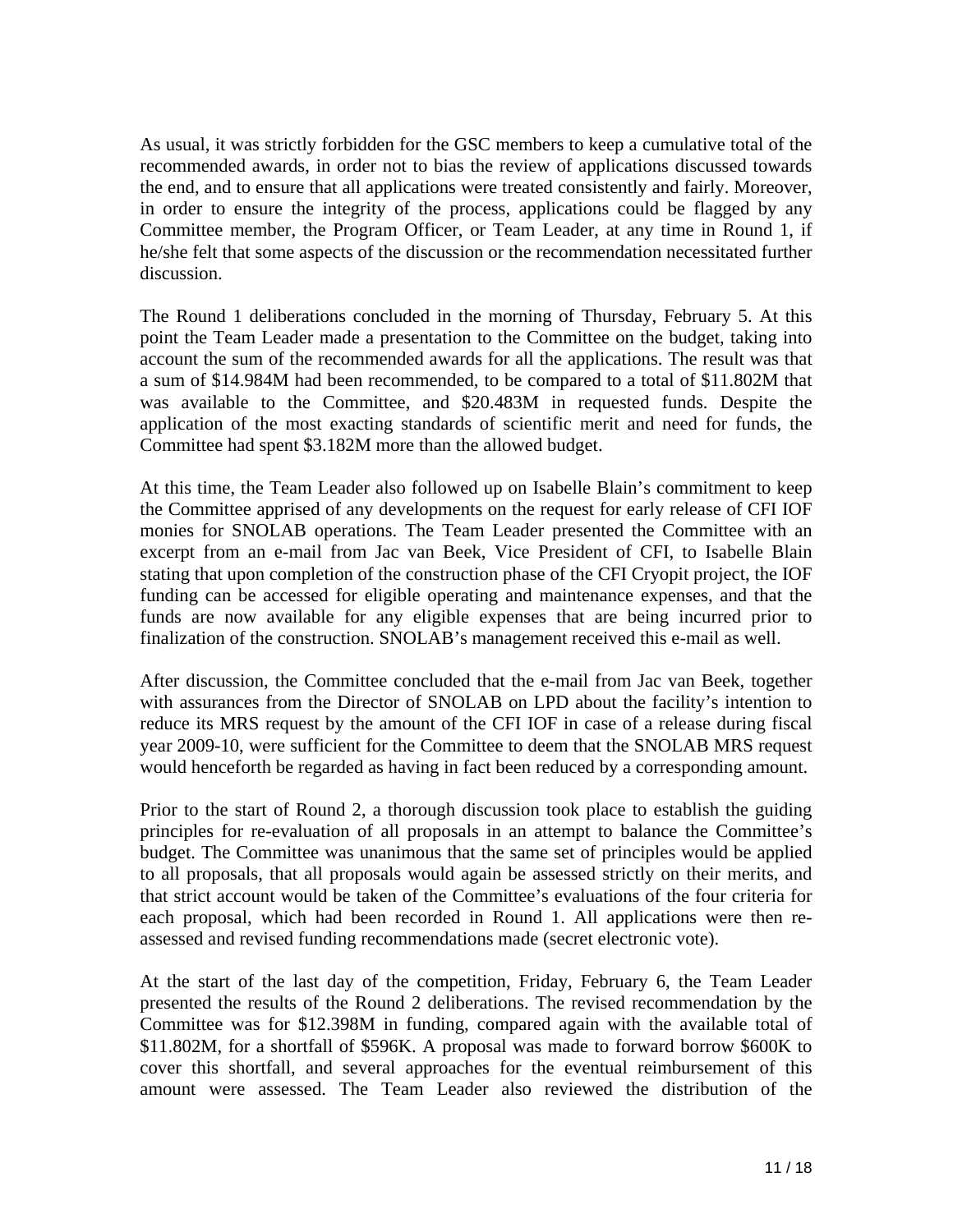As usual, it was strictly forbidden for the GSC members to keep a cumulative total of the recommended awards, in order not to bias the review of applications discussed towards the end, and to ensure that all applications were treated consistently and fairly. Moreover, in order to ensure the integrity of the process, applications could be flagged by any Committee member, the Program Officer, or Team Leader, at any time in Round 1, if he/she felt that some aspects of the discussion or the recommendation necessitated further discussion.

The Round 1 deliberations concluded in the morning of Thursday, February 5. At this point the Team Leader made a presentation to the Committee on the budget, taking into account the sum of the recommended awards for all the applications. The result was that a sum of $14.984M had been recommended, to be compared to a total of $11.802M that was available to the Committee, and $20.483M in requested funds. Despite the application of the most exacting standards of scientific merit and need for funds, the Committee had spent $3.182M more than the allowed budget.

At this time, the Team Leader also followed up on Isabelle Blain's commitment to keep the Committee apprised of any developments on the request for early release of CFI IOF monies for SNOLAB operations. The Team Leader presented the Committee with an excerpt from an e-mail from Jac van Beek, Vice President of CFI, to Isabelle Blain stating that upon completion of the construction phase of the CFI Cryopit project, the IOF funding can be accessed for eligible operating and maintenance expenses, and that the funds are now available for any eligible expenses that are being incurred prior to finalization of the construction. SNOLAB's management received this e-mail as well.

After discussion, the Committee concluded that the e-mail from Jac van Beek, together with assurances from the Director of SNOLAB on LPD about the facility's intention to reduce its MRS request by the amount of the CFI IOF in case of a release during fiscal year 2009-10, were sufficient for the Committee to deem that the SNOLAB MRS request would henceforth be regarded as having in fact been reduced by a corresponding amount.

Prior to the start of Round 2, a thorough discussion took place to establish the guiding principles for re-evaluation of all proposals in an attempt to balance the Committee's budget. The Committee was unanimous that the same set of principles would be applied to all proposals, that all proposals would again be assessed strictly on their merits, and that strict account would be taken of the Committee's evaluations of the four criteria for each proposal, which had been recorded in Round 1. All applications were then re-assessed and revised funding recommendations made (secret electronic vote).

At the start of the last day of the competition, Friday, February 6, the Team Leader presented the results of the Round 2 deliberations. The revised recommendation by the Committee was for $12.398M in funding, compared again with the available total of $11.802M, for a shortfall of $596K. A proposal was made to forward borrow $600K to cover this shortfall, and several approaches for the eventual reimbursement of this amount were assessed. The Team Leader also reviewed the distribution of the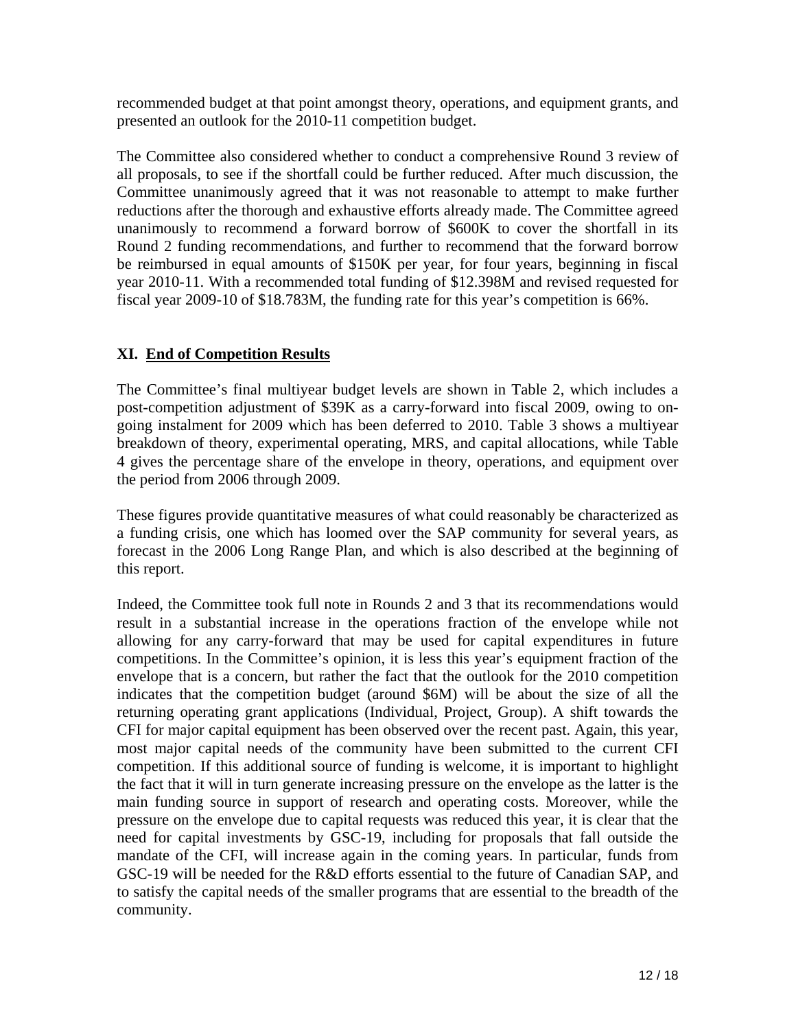recommended budget at that point amongst theory, operations, and equipment grants, and presented an outlook for the 2010-11 competition budget.

The Committee also considered whether to conduct a comprehensive Round 3 review of all proposals, to see if the shortfall could be further reduced. After much discussion, the Committee unanimously agreed that it was not reasonable to attempt to make further reductions after the thorough and exhaustive efforts already made. The Committee agreed unanimously to recommend a forward borrow of $600K to cover the shortfall in its Round 2 funding recommendations, and further to recommend that the forward borrow be reimbursed in equal amounts of $150K per year, for four years, beginning in fiscal year 2010-11. With a recommended total funding of $12.398M and revised requested for fiscal year 2009-10 of $18.783M, the funding rate for this year's competition is 66%.

## XI. End of Competition Results

The Committee's final multiyear budget levels are shown in Table 2, which includes a post-competition adjustment of $39K as a carry-forward into fiscal 2009, owing to on-going instalment for 2009 which has been deferred to 2010. Table 3 shows a multiyear breakdown of theory, experimental operating, MRS, and capital allocations, while Table 4 gives the percentage share of the envelope in theory, operations, and equipment over the period from 2006 through 2009.

These figures provide quantitative measures of what could reasonably be characterized as a funding crisis, one which has loomed over the SAP community for several years, as forecast in the 2006 Long Range Plan, and which is also described at the beginning of this report.

Indeed, the Committee took full note in Rounds 2 and 3 that its recommendations would result in a substantial increase in the operations fraction of the envelope while not allowing for any carry-forward that may be used for capital expenditures in future competitions. In the Committee's opinion, it is less this year's equipment fraction of the envelope that is a concern, but rather the fact that the outlook for the 2010 competition indicates that the competition budget (around $6M) will be about the size of all the returning operating grant applications (Individual, Project, Group). A shift towards the CFI for major capital equipment has been observed over the recent past. Again, this year, most major capital needs of the community have been submitted to the current CFI competition. If this additional source of funding is welcome, it is important to highlight the fact that it will in turn generate increasing pressure on the envelope as the latter is the main funding source in support of research and operating costs. Moreover, while the pressure on the envelope due to capital requests was reduced this year, it is clear that the need for capital investments by GSC-19, including for proposals that fall outside the mandate of the CFI, will increase again in the coming years. In particular, funds from GSC-19 will be needed for the R&D efforts essential to the future of Canadian SAP, and to satisfy the capital needs of the smaller programs that are essential to the breadth of the community.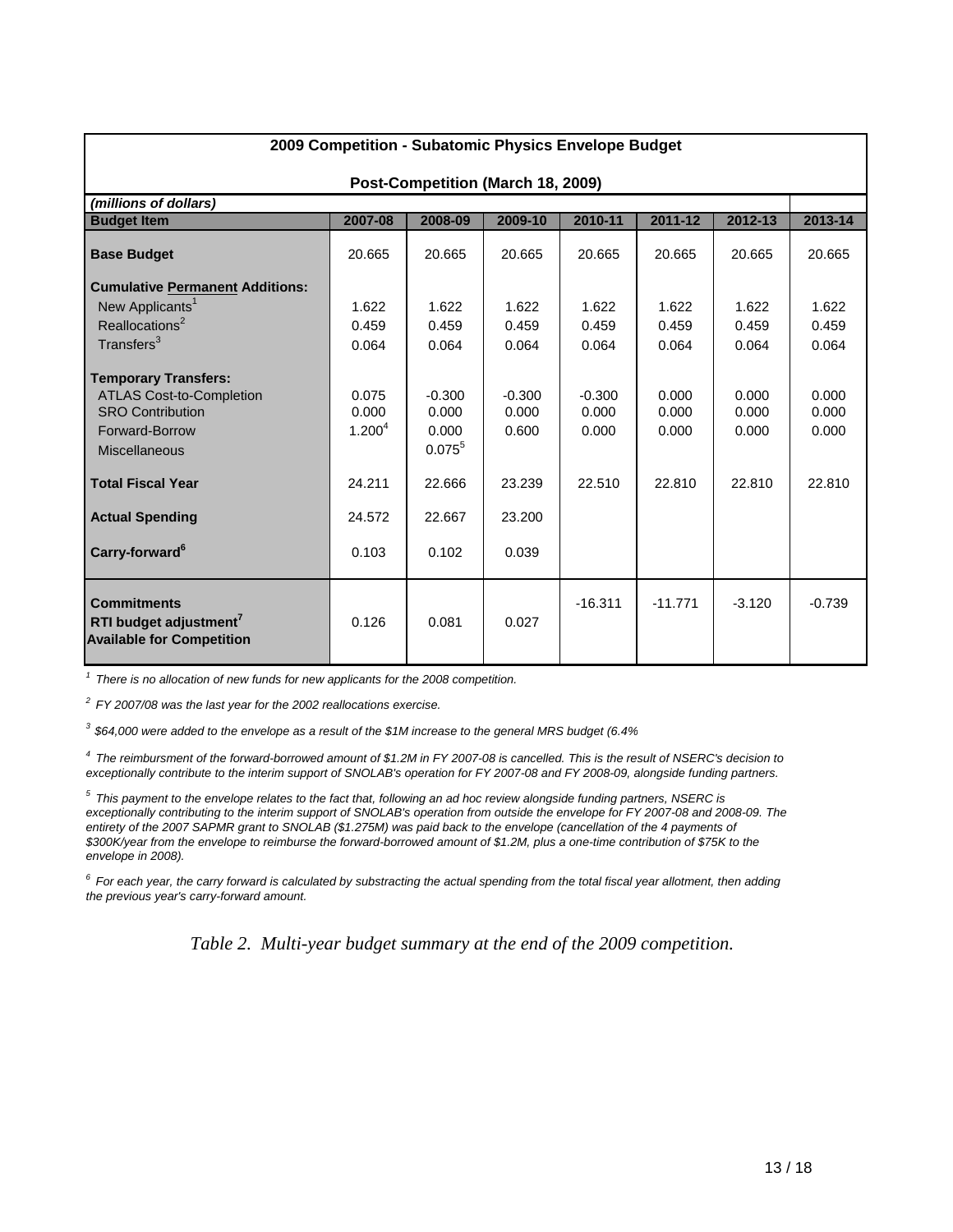**2009 Competition - Subatomic Physics Envelope Budget**

**Post-Competition (March 18, 2009)**

| *(millions of dollars)* | | | | | | | |
|---|---|---|---|---|---|---|---|
| **Budget Item** | **2007-08** | **2008-09** | **2009-10** | **2010-11** | **2011-12** | **2012-13** | **2013-14** |
| **Base Budget** | 20.665 | 20.665 | 20.665 | 20.665 | 20.665 | 20.665 | 20.665 |
| **Cumulative Permanent Additions:** | | | | | | | |
| New Applicants[1] | 1.622 | 1.622 | 1.622 | 1.622 | 1.622 | 1.622 | 1.622 |
| Reallocations[2] | 0.459 | 0.459 | 0.459 | 0.459 | 0.459 | 0.459 | 0.459 |
| Transfers[3] | 0.064 | 0.064 | 0.064 | 0.064 | 0.064 | 0.064 | 0.064 |
| **Temporary Transfers:** | | | | | | | |
| ATLAS Cost-to-Completion | 0.075 | -0.300 | -0.300 | -0.300 | 0.000 | 0.000 | 0.000 |
| SRO Contribution | 0.000 | 0.000 | 0.000 | 0.000 | 0.000 | 0.000 | 0.000 |
| Forward-Borrow | 1.200[4] | 0.000 | 0.600 | 0.000 | 0.000 | 0.000 | 0.000 |
| Miscellaneous | | 0.075[5] | | | | | |
| **Total Fiscal Year** | 24.211 | 22.666 | 23.239 | 22.510 | 22.810 | 22.810 | 22.810 |
| **Actual Spending** | 24.572 | 22.667 | 23.200 | | | | |
| **Carry-forward[6]** | 0.103 | 0.102 | 0.039 | | | | |
| **Commitments** | | | | -16.311 | -11.771 | -3.120 | -0.739 |
| **RTI budget adjustment[7]** | 0.126 | 0.081 | 0.027 | | | | |
| **Available for Competition** | | | | | | | |

[1] *There is no allocation of new funds for new applicants for the 2008 competition.*

[2] *FY 2007/08 was the last year for the 2002 reallocations exercise.*

[3] *$64,000 were added to the envelope as a result of the $1M increase to the general MRS budget (6.4%*

[4] *The reimbursment of the forward-borrowed amount of $1.2M in FY 2007-08 is cancelled. This is the result of NSERC's decision to exceptionally contribute to the interim support of SNOLAB's operation for FY 2007-08 and FY 2008-09, alongside funding partners.*

[5] *This payment to the envelope relates to the fact that, following an ad hoc review alongside funding partners, NSERC is exceptionally contributing to the interim support of SNOLAB's operation from outside the envelope for FY 2007-08 and 2008-09. The entirety of the 2007 SAPMR grant to SNOLAB ($1.275M) was paid back to the envelope (cancellation of the 4 payments of $300K/year from the envelope to reimburse the forward-borrowed amount of $1.2M, plus a one-time contribution of $75K to the envelope in 2008).*

[6] *For each year, the carry forward is calculated by substracting the actual spending from the total fiscal year allotment, then adding the previous year's carry-forward amount.*

*Table 2. Multi-year budget summary at the end of the 2009 competition.*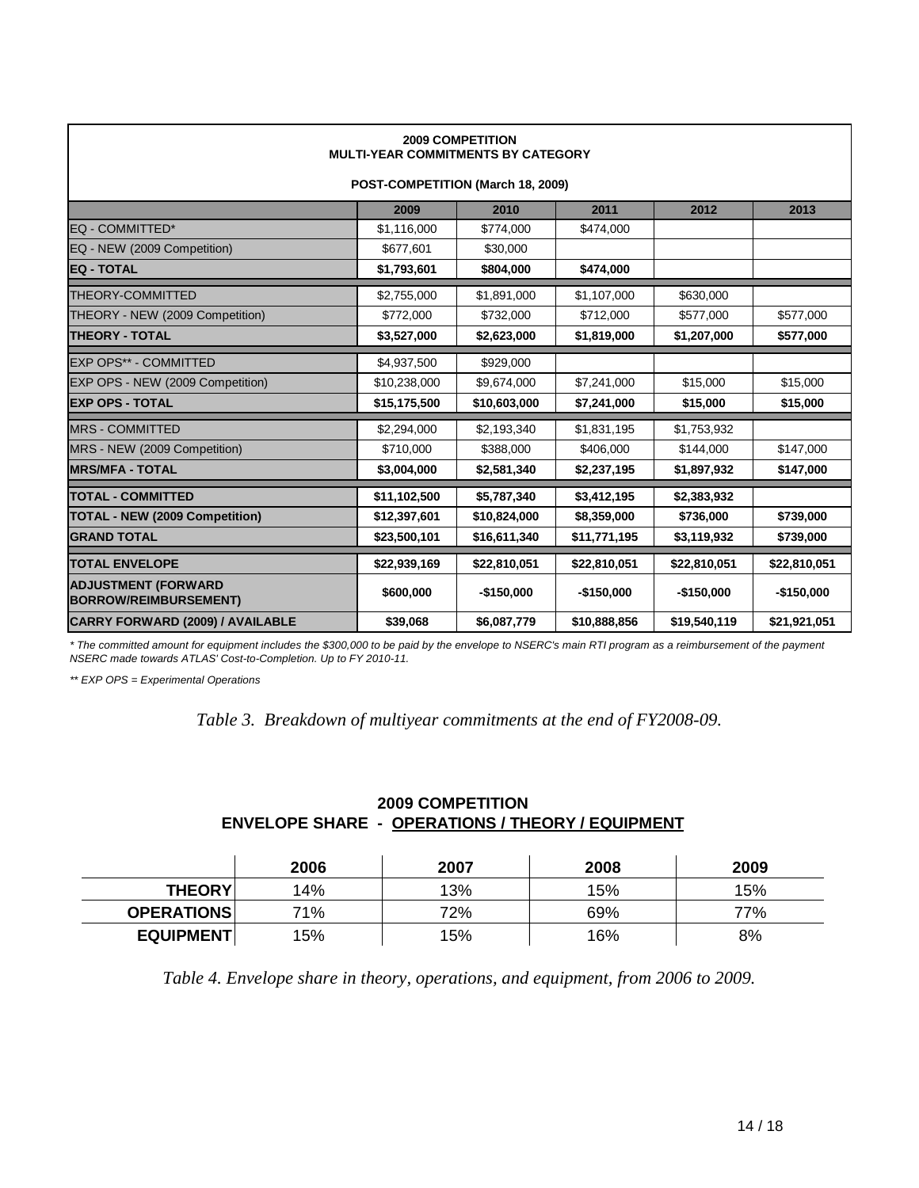**2009 COMPETITION**
**MULTI-YEAR COMMITMENTS BY CATEGORY**

**POST-COMPETITION (March 18, 2009)**

| | 2009 | 2010 | 2011 | 2012 | 2013 |
|---|---|---|---|---|---|
| EQ - COMMITTED* | $1,116,000 | $774,000 | $474,000 | | |
| EQ - NEW (2009 Competition) | $677,601 | $30,000 | | | |
| **EQ - TOTAL** | **$1,793,601** | **$804,000** | **$474,000** | | |
| THEORY-COMMITTED | $2,755,000 | $1,891,000 | $1,107,000 | $630,000 | |
| THEORY - NEW (2009 Competition) | $772,000 | $732,000 | $712,000 | $577,000 | $577,000 |
| **THEORY - TOTAL** | **$3,527,000** | **$2,623,000** | **$1,819,000** | **$1,207,000** | **$577,000** |
| EXP OPS** - COMMITTED | $4,937,500 | $929,000 | | | |
| EXP OPS - NEW (2009 Competition) | $10,238,000 | $9,674,000 | $7,241,000 | $15,000 | $15,000 |
| **EXP OPS - TOTAL** | **$15,175,500** | **$10,603,000** | **$7,241,000** | **$15,000** | **$15,000** |
| MRS - COMMITTED | $2,294,000 | $2,193,340 | $1,831,195 | $1,753,932 | |
| MRS - NEW (2009 Competition) | $710,000 | $388,000 | $406,000 | $144,000 | $147,000 |
| **MRS/MFA - TOTAL** | **$3,004,000** | **$2,581,340** | **$2,237,195** | **$1,897,932** | **$147,000** |
| **TOTAL - COMMITTED** | **$11,102,500** | **$5,787,340** | **$3,412,195** | **$2,383,932** | |
| **TOTAL - NEW (2009 Competition)** | **$12,397,601** | **$10,824,000** | **$8,359,000** | **$736,000** | **$739,000** |
| **GRAND TOTAL** | **$23,500,101** | **$16,611,340** | **$11,771,195** | **$3,119,932** | **$739,000** |
| **TOTAL ENVELOPE** | **$22,939,169** | **$22,810,051** | **$22,810,051** | **$22,810,051** | **$22,810,051** |
| **ADJUSTMENT (FORWARD BORROW/REIMBURSEMENT)** | **$600,000** | **-$150,000** | **-$150,000** | **-$150,000** | **-$150,000** |
| **CARRY FORWARD (2009) / AVAILABLE** | **$39,068** | **$6,087,779** | **$10,888,856** | **$19,540,119** | **$21,921,051** |

*\* The committed amount for equipment includes the $300,000 to be paid by the envelope to NSERC's main RTI program as a reimbursement of the payment NSERC made towards ATLAS' Cost-to-Completion. Up to FY 2010-11.*

*\*\* EXP OPS = Experimental Operations*

*Table 3. Breakdown of multiyear commitments at the end of FY2008-09.*

**2009 COMPETITION**
**ENVELOPE SHARE - OPERATIONS / THEORY / EQUIPMENT**

| | 2006 | 2007 | 2008 | 2009 |
|---|---|---|---|---|
| **THEORY** | 14% | 13% | 15% | 15% |
| **OPERATIONS** | 71% | 72% | 69% | 77% |
| **EQUIPMENT** | 15% | 15% | 16% | 8% |

*Table 4. Envelope share in theory, operations, and equipment, from 2006 to 2009.*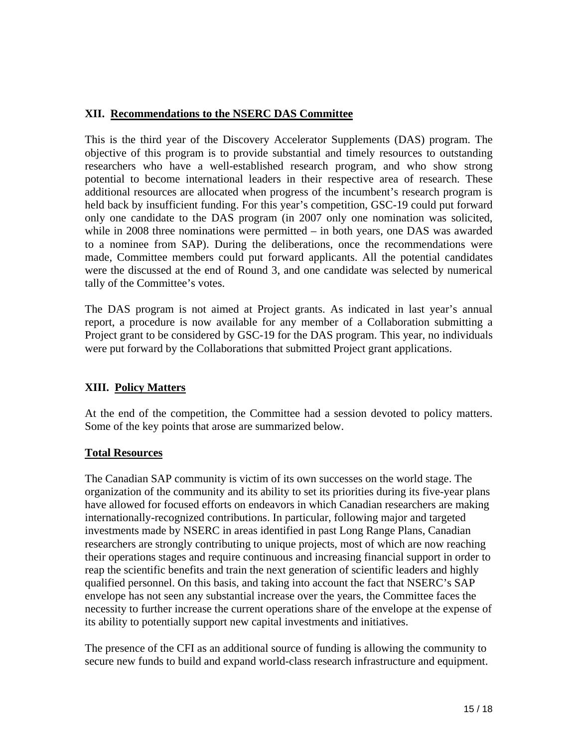## XII. Recommendations to the NSERC DAS Committee

This is the third year of the Discovery Accelerator Supplements (DAS) program. The objective of this program is to provide substantial and timely resources to outstanding researchers who have a well-established research program, and who show strong potential to become international leaders in their respective area of research. These additional resources are allocated when progress of the incumbent's research program is held back by insufficient funding. For this year's competition, GSC-19 could put forward only one candidate to the DAS program (in 2007 only one nomination was solicited, while in 2008 three nominations were permitted – in both years, one DAS was awarded to a nominee from SAP). During the deliberations, once the recommendations were made, Committee members could put forward applicants. All the potential candidates were the discussed at the end of Round 3, and one candidate was selected by numerical tally of the Committee's votes.

The DAS program is not aimed at Project grants. As indicated in last year's annual report, a procedure is now available for any member of a Collaboration submitting a Project grant to be considered by GSC-19 for the DAS program. This year, no individuals were put forward by the Collaborations that submitted Project grant applications.

## XIII. Policy Matters

At the end of the competition, the Committee had a session devoted to policy matters. Some of the key points that arose are summarized below.

### Total Resources

The Canadian SAP community is victim of its own successes on the world stage. The organization of the community and its ability to set its priorities during its five-year plans have allowed for focused efforts on endeavors in which Canadian researchers are making internationally-recognized contributions. In particular, following major and targeted investments made by NSERC in areas identified in past Long Range Plans, Canadian researchers are strongly contributing to unique projects, most of which are now reaching their operations stages and require continuous and increasing financial support in order to reap the scientific benefits and train the next generation of scientific leaders and highly qualified personnel. On this basis, and taking into account the fact that NSERC's SAP envelope has not seen any substantial increase over the years, the Committee faces the necessity to further increase the current operations share of the envelope at the expense of its ability to potentially support new capital investments and initiatives.

The presence of the CFI as an additional source of funding is allowing the community to secure new funds to build and expand world-class research infrastructure and equipment.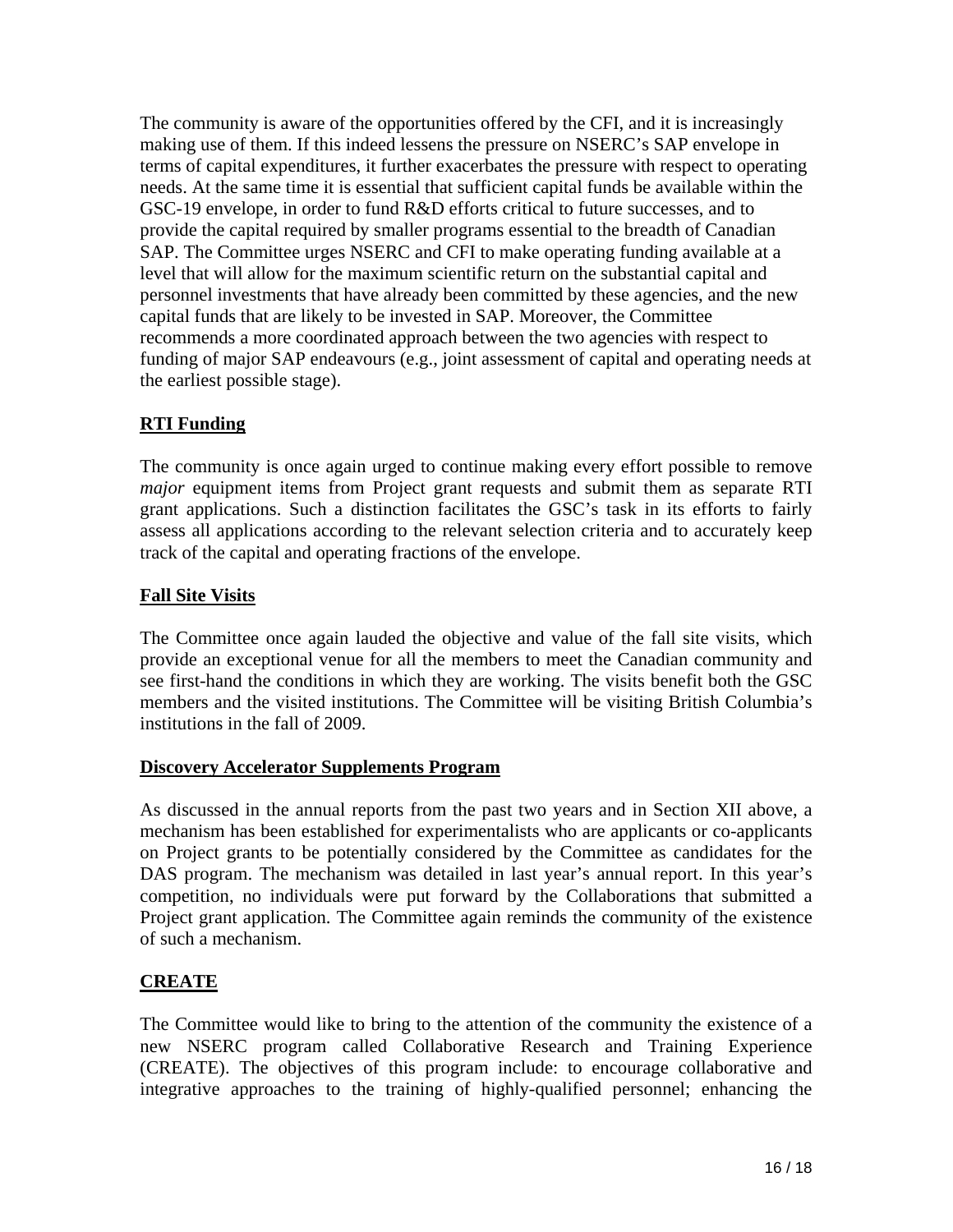The community is aware of the opportunities offered by the CFI, and it is increasingly making use of them. If this indeed lessens the pressure on NSERC's SAP envelope in terms of capital expenditures, it further exacerbates the pressure with respect to operating needs. At the same time it is essential that sufficient capital funds be available within the GSC-19 envelope, in order to fund R&D efforts critical to future successes, and to provide the capital required by smaller programs essential to the breadth of Canadian SAP. The Committee urges NSERC and CFI to make operating funding available at a level that will allow for the maximum scientific return on the substantial capital and personnel investments that have already been committed by these agencies, and the new capital funds that are likely to be invested in SAP. Moreover, the Committee recommends a more coordinated approach between the two agencies with respect to funding of major SAP endeavours (e.g., joint assessment of capital and operating needs at the earliest possible stage).

**RTI Funding**

The community is once again urged to continue making every effort possible to remove *major* equipment items from Project grant requests and submit them as separate RTI grant applications. Such a distinction facilitates the GSC's task in its efforts to fairly assess all applications according to the relevant selection criteria and to accurately keep track of the capital and operating fractions of the envelope.

**Fall Site Visits**

The Committee once again lauded the objective and value of the fall site visits, which provide an exceptional venue for all the members to meet the Canadian community and see first-hand the conditions in which they are working. The visits benefit both the GSC members and the visited institutions. The Committee will be visiting British Columbia's institutions in the fall of 2009.

**Discovery Accelerator Supplements Program**

As discussed in the annual reports from the past two years and in Section XII above, a mechanism has been established for experimentalists who are applicants or co-applicants on Project grants to be potentially considered by the Committee as candidates for the DAS program. The mechanism was detailed in last year's annual report. In this year's competition, no individuals were put forward by the Collaborations that submitted a Project grant application. The Committee again reminds the community of the existence of such a mechanism.

**CREATE**

The Committee would like to bring to the attention of the community the existence of a new NSERC program called Collaborative Research and Training Experience (CREATE). The objectives of this program include: to encourage collaborative and integrative approaches to the training of highly-qualified personnel; enhancing the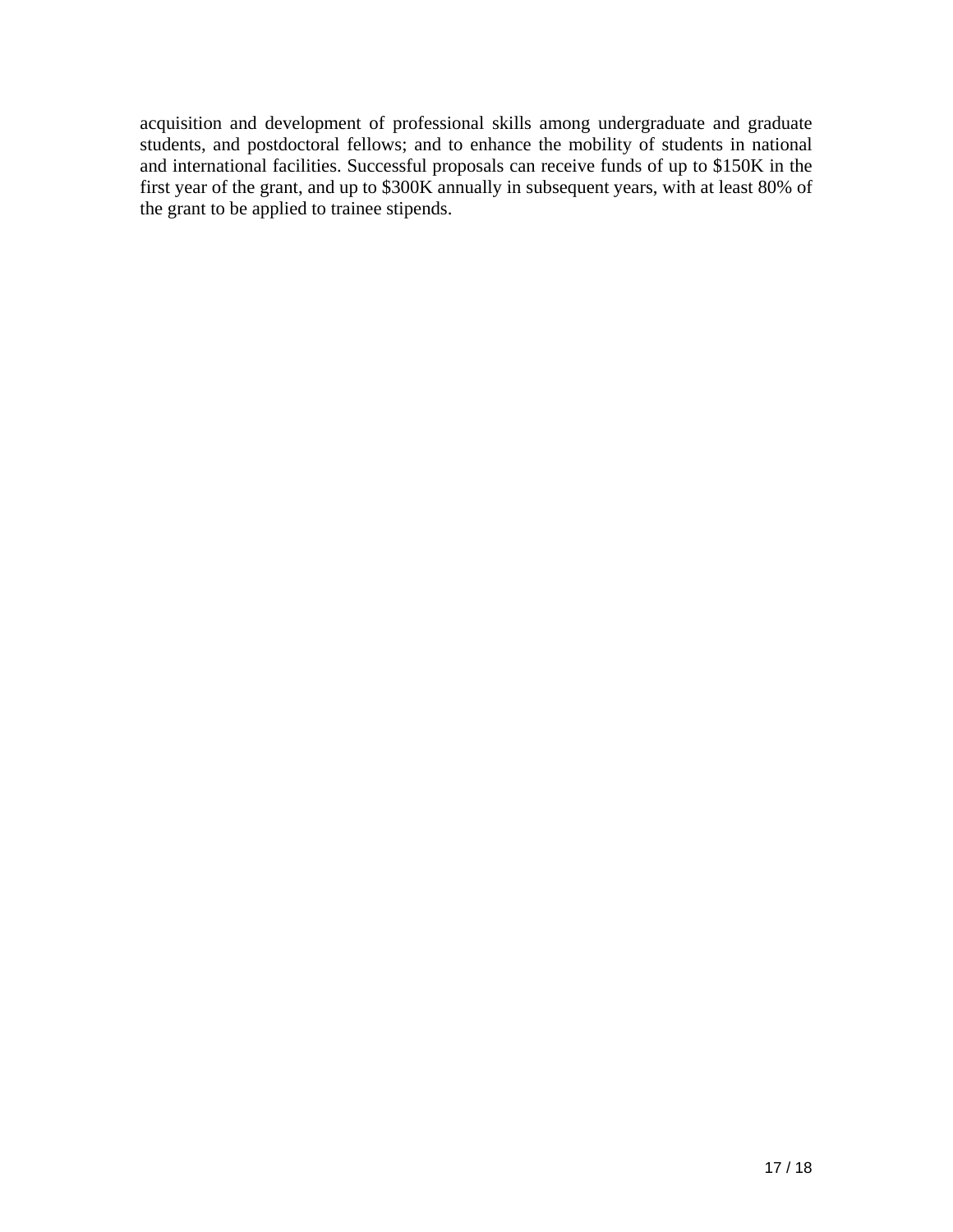acquisition and development of professional skills among undergraduate and graduate students, and postdoctoral fellows; and to enhance the mobility of students in national and international facilities. Successful proposals can receive funds of up to $150K in the first year of the grant, and up to $300K annually in subsequent years, with at least 80% of the grant to be applied to trainee stipends.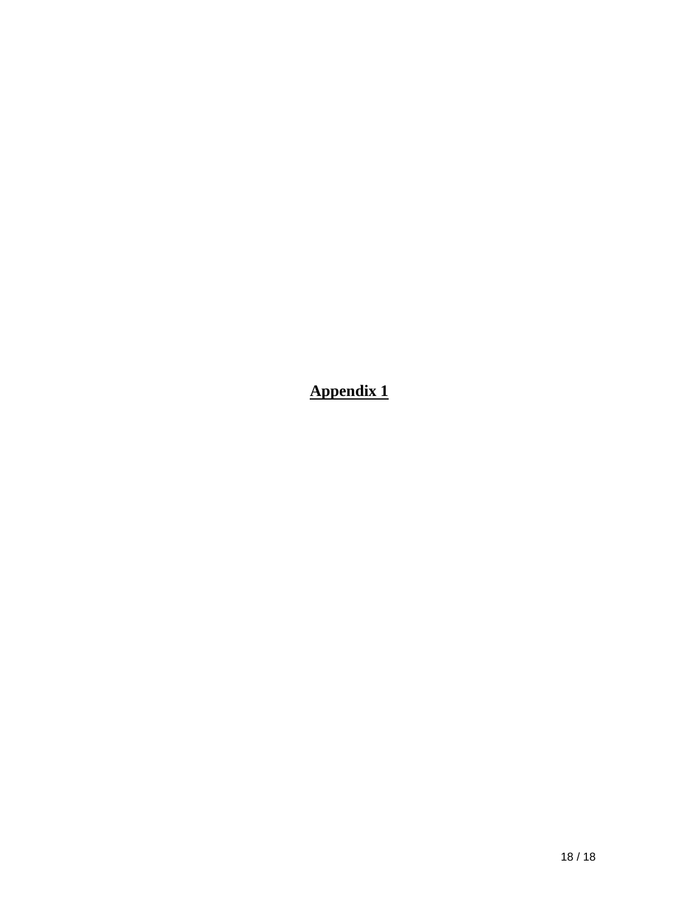**Appendix 1**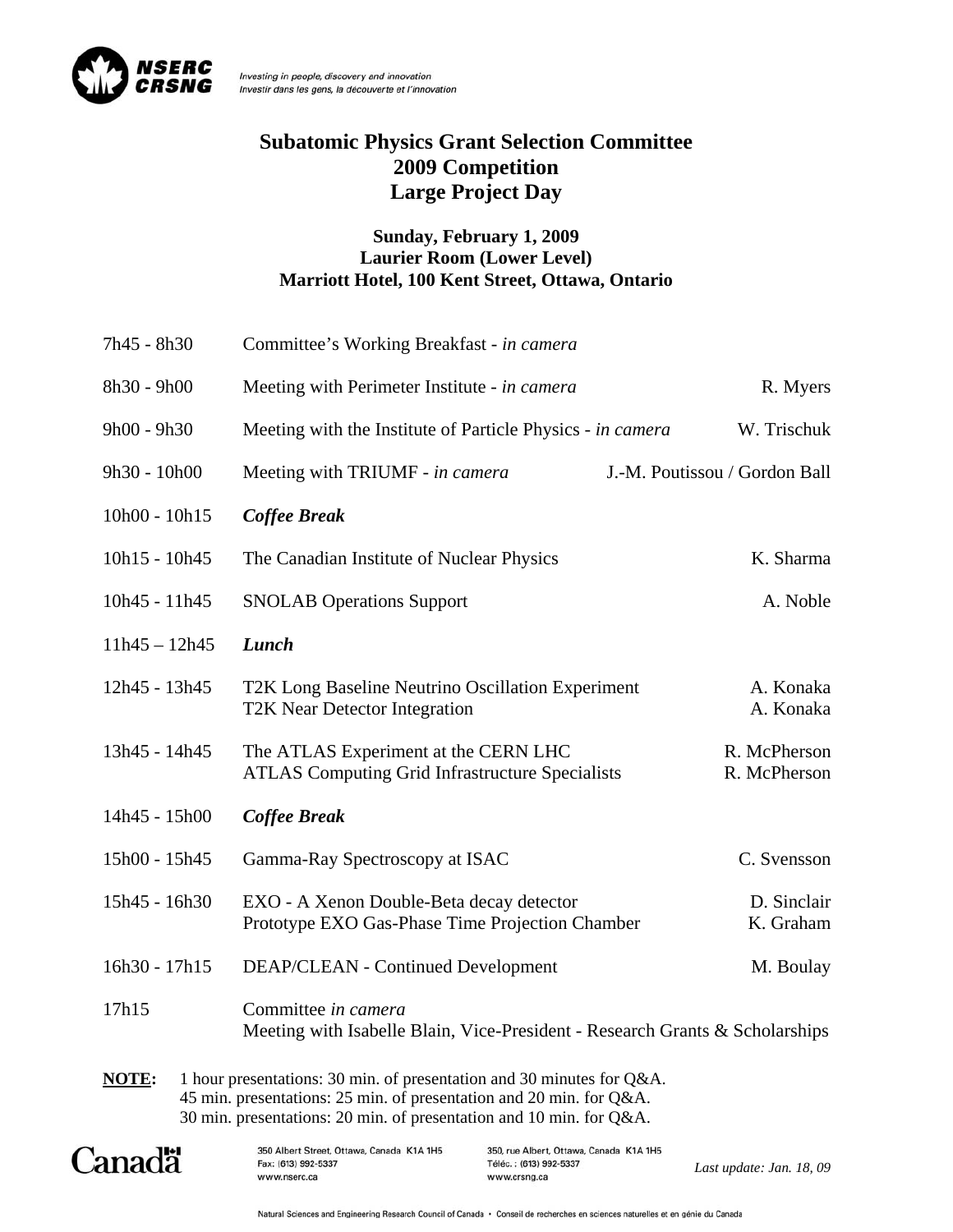NSERC CRSNG

Investing in people, discovery and innovation
Investir dans les gens, la découverte et l'innovation

# Subatomic Physics Grant Selection Committee
# 2009 Competition
# Large Project Day

**Sunday, February 1, 2009**
**Laurier Room (Lower Level)**
**Marriott Hotel, 100 Kent Street, Ottawa, Ontario**

| | | |
|---|---|---|
| 7h45 - 8h30 | Committee's Working Breakfast - *in camera* | |
| 8h30 - 9h00 | Meeting with Perimeter Institute - *in camera* | R. Myers |
| 9h00 - 9h30 | Meeting with the Institute of Particle Physics - *in camera* | W. Trischuk |
| 9h30 - 10h00 | Meeting with TRIUMF - *in camera* | J.-M. Poutissou / Gordon Ball |
| 10h00 - 10h15 | ***Coffee Break*** | |
| 10h15 - 10h45 | The Canadian Institute of Nuclear Physics | K. Sharma |
| 10h45 - 11h45 | SNOLAB Operations Support | A. Noble |
| 11h45 – 12h45 | ***Lunch*** | |
| 12h45 - 13h45 | T2K Long Baseline Neutrino Oscillation Experiment<br>T2K Near Detector Integration | A. Konaka<br>A. Konaka |
| 13h45 - 14h45 | The ATLAS Experiment at the CERN LHC<br>ATLAS Computing Grid Infrastructure Specialists | R. McPherson<br>R. McPherson |
| 14h45 - 15h00 | ***Coffee Break*** | |
| 15h00 - 15h45 | Gamma-Ray Spectroscopy at ISAC | C. Svensson |
| 15h45 - 16h30 | EXO - A Xenon Double-Beta decay detector<br>Prototype EXO Gas-Phase Time Projection Chamber | D. Sinclair<br>K. Graham |
| 16h30 - 17h15 | DEAP/CLEAN - Continued Development | M. Boulay |
| 17h15 | Committee *in camera*<br>Meeting with Isabelle Blain, Vice-President - Research Grants & Scholarships | |

**NOTE:** 1 hour presentations: 30 min. of presentation and 30 minutes for Q&A.
45 min. presentations: 25 min. of presentation and 20 min. for Q&A.
30 min. presentations: 20 min. of presentation and 10 min. for Q&A.

Canada

350 Albert Street, Ottawa, Canada K1A 1H5
Fax: (613) 992-5337
www.nserc.ca

350, rue Albert, Ottawa, Canada K1A 1H5
Téléc. : (613) 992-5337
www.crsng.ca

*Last update: Jan. 18, 09*

Natural Sciences and Engineering Research Council of Canada • Conseil de recherches en sciences naturelles et en génie du Canada